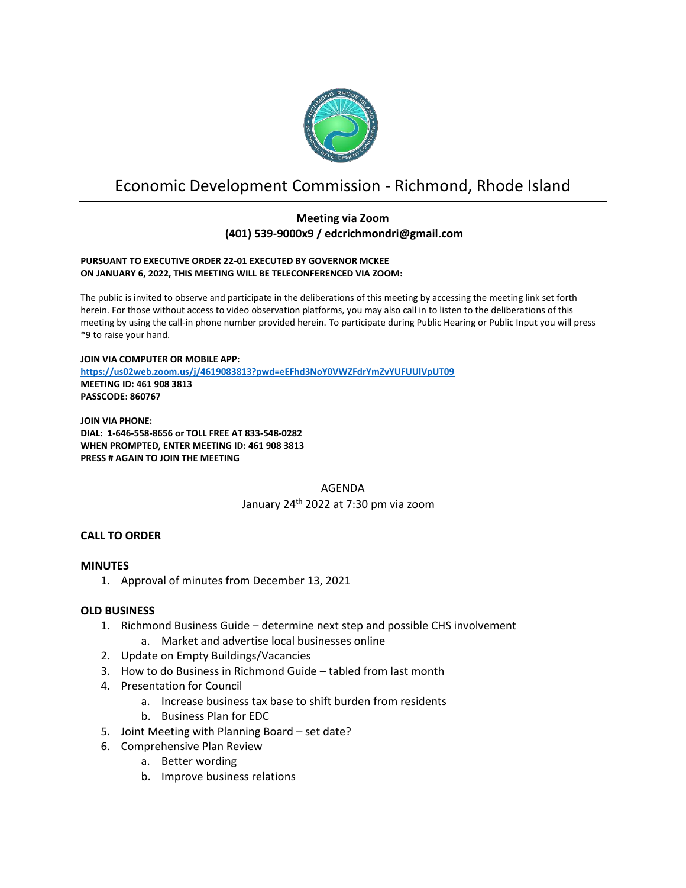# Economic Development Commission - Richmond, Rhode Island

**Meeting via Zoom**
**(401) 539-9000x9 / edcrichmondri@gmail.com**

**PURSUANT TO EXECUTIVE ORDER 22-01 EXECUTED BY GOVERNOR MCKEE ON JANUARY 6, 2022, THIS MEETING WILL BE TELECONFERENCED VIA ZOOM:**

The public is invited to observe and participate in the deliberations of this meeting by accessing the meeting link set forth herein. For those without access to video observation platforms, you may also call in to listen to the deliberations of this meeting by using the call-in phone number provided herein. To participate during Public Hearing or Public Input you will press *9 to raise your hand.

**JOIN VIA COMPUTER OR MOBILE APP:**
**https://us02web.zoom.us/j/4619083813?pwd=eEFhd3NoY0VWZFdrYmZvYUFUUlVpUT09**
**MEETING ID: 461 908 3813**
**PASSCODE: 860767**

**JOIN VIA PHONE:**
**DIAL: 1-646-558-8656 or TOLL FREE AT 833-548-0282**
**WHEN PROMPTED, ENTER MEETING ID: 461 908 3813**
**PRESS # AGAIN TO JOIN THE MEETING**

AGENDA
January 24th 2022 at 7:30 pm via zoom

### CALL TO ORDER

### MINUTES

1. Approval of minutes from December 13, 2021

### OLD BUSINESS

1. Richmond Business Guide – determine next step and possible CHS involvement
   a. Market and advertise local businesses online
2. Update on Empty Buildings/Vacancies
3. How to do Business in Richmond Guide – tabled from last month
4. Presentation for Council
   a. Increase business tax base to shift burden from residents
   b. Business Plan for EDC
5. Joint Meeting with Planning Board – set date?
6. Comprehensive Plan Review
   a. Better wording
   b. Improve business relations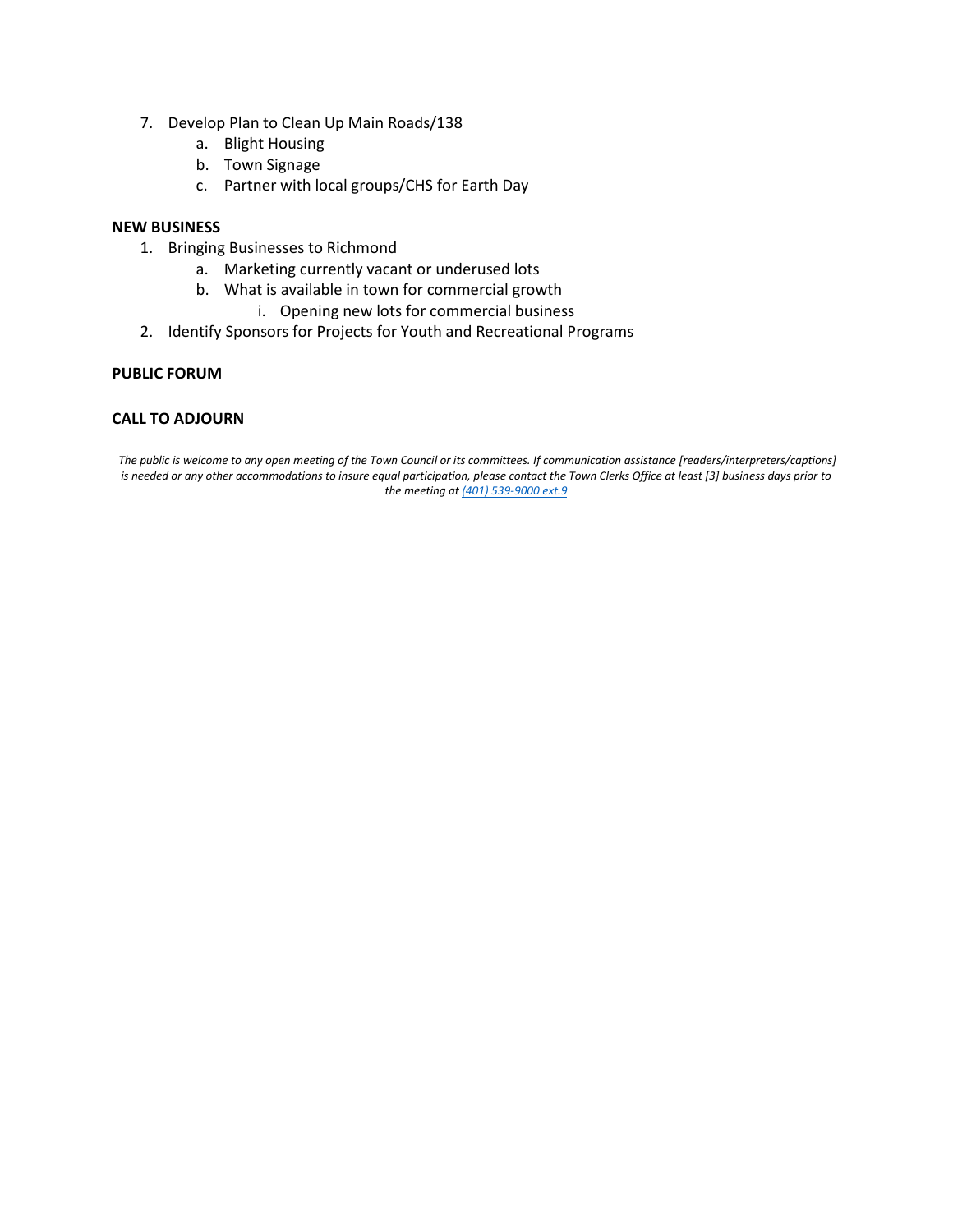7. Develop Plan to Clean Up Main Roads/138
    a. Blight Housing
    b. Town Signage
    c. Partner with local groups/CHS for Earth Day

**NEW BUSINESS**

1. Bringing Businesses to Richmond
    a. Marketing currently vacant or underused lots
    b. What is available in town for commercial growth
        i. Opening new lots for commercial business
2. Identify Sponsors for Projects for Youth and Recreational Programs

**PUBLIC FORUM**

**CALL TO ADJOURN**

*The public is welcome to any open meeting of the Town Council or its committees. If communication assistance [readers/interpreters/captions] is needed or any other accommodations to insure equal participation, please contact the Town Clerks Office at least [3] business days prior to the meeting at (401) 539-9000 ext.9*